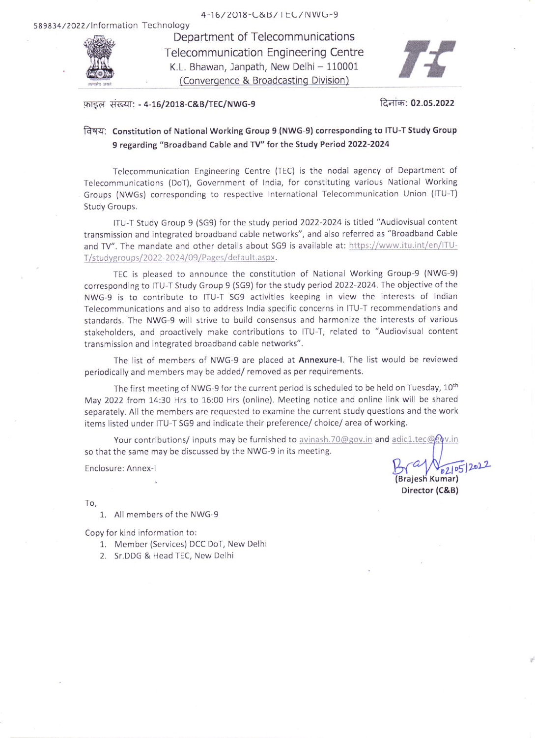4-16/2018-C&B/TEC/NWG-9

589834/2022/Information Technology

# Department of Telecommunications
## Telecommunication Engineering Centre
K.L. Bhawan, Janpath, New Delhi – 110001
(Convergence & Broadcasting Division)

फ़ाइल संख्या: - **4-16/2018-C&B/TEC/NWG-9** दिनांक: **02.05.2022**

विषय: **Constitution of National Working Group 9 (NWG-9) corresponding to ITU-T Study Group 9 regarding "Broadband Cable and TV" for the Study Period 2022-2024**

Telecommunication Engineering Centre (TEC) is the nodal agency of Department of Telecommunications (DoT), Government of India, for constituting various National Working Groups (NWGs) corresponding to respective International Telecommunication Union (ITU-T) Study Groups.

ITU-T Study Group 9 (SG9) for the study period 2022-2024 is titled "Audiovisual content transmission and integrated broadband cable networks", and also referred as "Broadband Cable and TV". The mandate and other details about SG9 is available at: https://www.itu.int/en/ITU-T/studygroups/2022-2024/09/Pages/default.aspx.

TEC is pleased to announce the constitution of National Working Group-9 (NWG-9) corresponding to ITU-T Study Group 9 (SG9) for the study period 2022-2024. The objective of the NWG-9 is to contribute to ITU-T SG9 activities keeping in view the interests of Indian Telecommunications and also to address India specific concerns in ITU-T recommendations and standards. The NWG-9 will strive to build consensus and harmonize the interests of various stakeholders, and proactively make contributions to ITU-T, related to "Audiovisual content transmission and integrated broadband cable networks".

The list of members of NWG-9 are placed at **Annexure-I**. The list would be reviewed periodically and members may be added/ removed as per requirements.

The first meeting of NWG-9 for the current period is scheduled to be held on Tuesday, 10th May 2022 from 14:30 Hrs to 16:00 Hrs (online). Meeting notice and online link will be shared separately. All the members are requested to examine the current study questions and the work items listed under ITU-T SG9 and indicate their preference/ choice/ area of working.

Your contributions/ inputs may be furnished to avinash.70@gov.in and adic1.tec@gov.in so that the same may be discussed by the NWG-9 in its meeting.

Enclosure: Annex-I

02/05/2022

**(Brajesh Kumar)**
**Director (C&B)**

To,

1. All members of the NWG-9

Copy for kind information to:

1. Member (Services) DCC DoT, New Delhi
2. Sr.DDG & Head TEC, New Delhi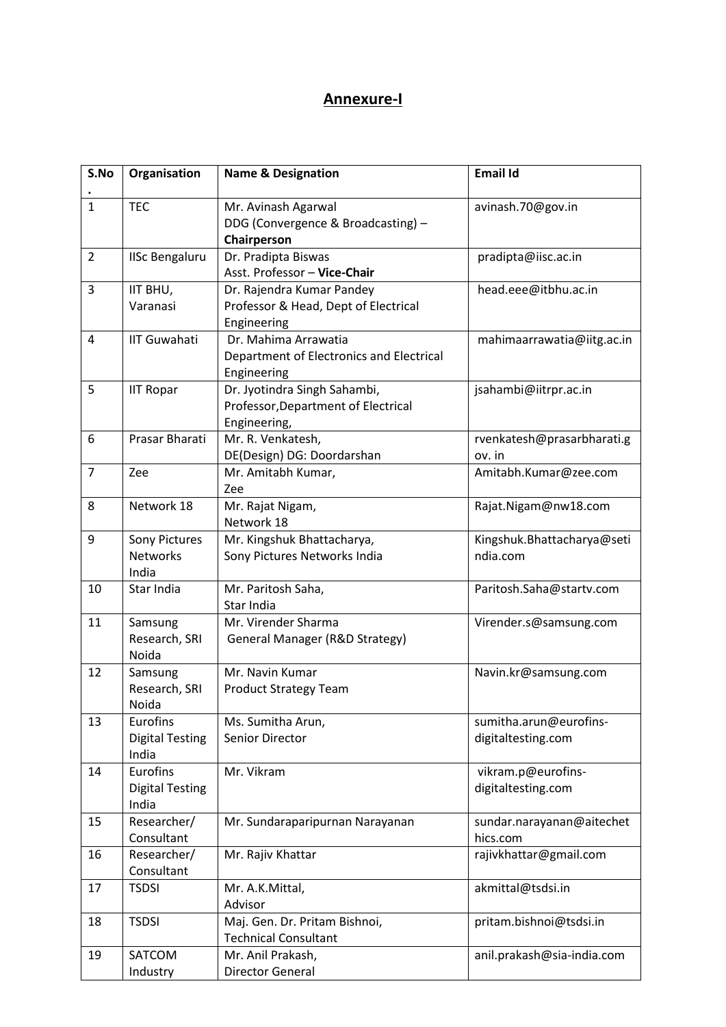# Annexure-I

| S.No. | Organisation | Name & Designation | Email Id |
|---|---|---|---|
| 1 | TEC | Mr. Avinash Agarwal<br>DDG (Convergence & Broadcasting) – **Chairperson** | avinash.70@gov.in |
| 2 | IISc Bengaluru | Dr. Pradipta Biswas<br>Asst. Professor – **Vice-Chair** | pradipta@iisc.ac.in |
| 3 | IIT BHU, Varanasi | Dr. Rajendra Kumar Pandey<br>Professor & Head, Dept of Electrical Engineering | head.eee@itbhu.ac.in |
| 4 | IIT Guwahati | Dr. Mahima Arrawatia<br>Department of Electronics and Electrical Engineering | mahimaarrawatia@iitg.ac.in |
| 5 | IIT Ropar | Dr. Jyotindra Singh Sahambi,<br>Professor,Department of Electrical Engineering, | jsahambi@iitrpr.ac.in |
| 6 | Prasar Bharati | Mr. R. Venkatesh,<br>DE(Design) DG: Doordarshan | rvenkatesh@prasarbharati.gov. in |
| 7 | Zee | Mr. Amitabh Kumar,<br>Zee | Amitabh.Kumar@zee.com |
| 8 | Network 18 | Mr. Rajat Nigam,<br>Network 18 | Rajat.Nigam@nw18.com |
| 9 | Sony Pictures Networks India | Mr. Kingshuk Bhattacharya,<br>Sony Pictures Networks India | Kingshuk.Bhattacharya@setindia.com |
| 10 | Star India | Mr. Paritosh Saha,<br>Star India | Paritosh.Saha@startv.com |
| 11 | Samsung Research, SRI Noida | Mr. Virender Sharma<br>General Manager (R&D Strategy) | Virender.s@samsung.com |
| 12 | Samsung Research, SRI Noida | Mr. Navin Kumar<br>Product Strategy Team | Navin.kr@samsung.com |
| 13 | Eurofins Digital Testing India | Ms. Sumitha Arun,<br>Senior Director | sumitha.arun@eurofins-digitaltesting.com |
| 14 | Eurofins Digital Testing India | Mr. Vikram | vikram.p@eurofins-digitaltesting.com |
| 15 | Researcher/ Consultant | Mr. Sundaraparipurnan Narayanan | sundar.narayanan@aitechethics.com |
| 16 | Researcher/ Consultant | Mr. Rajiv Khattar | rajivkhattar@gmail.com |
| 17 | TSDSI | Mr. A.K.Mittal,<br>Advisor | akmittal@tsdsi.in |
| 18 | TSDSI | Maj. Gen. Dr. Pritam Bishnoi,<br>Technical Consultant | pritam.bishnoi@tsdsi.in |
| 19 | SATCOM Industry | Mr. Anil Prakash,<br>Director General | anil.prakash@sia-india.com |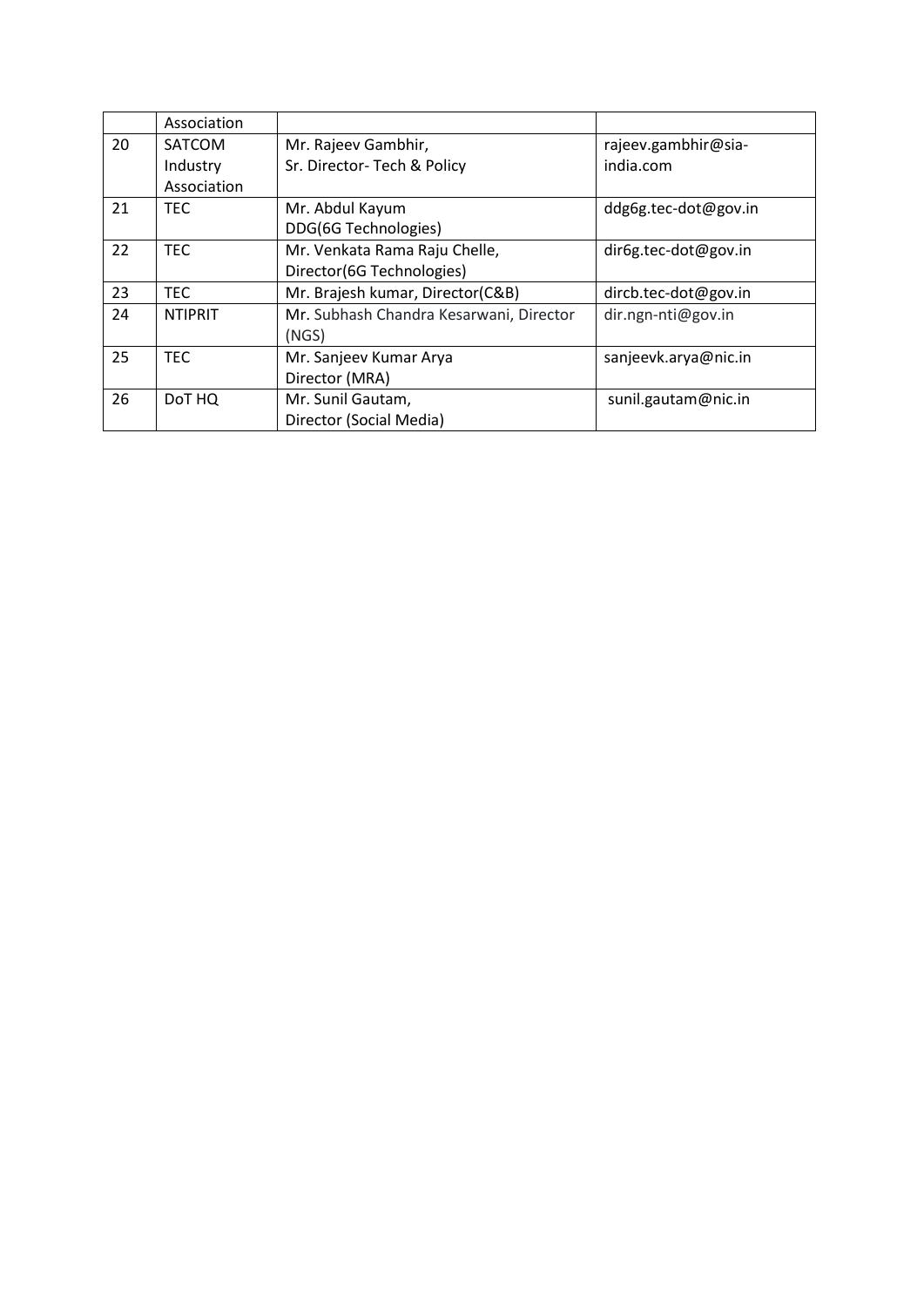| | | | |
|---|---|---|---|
| | Association | | |
| 20 | SATCOM Industry Association | Mr. Rajeev Gambhir, Sr. Director- Tech & Policy | rajeev.gambhir@sia-india.com |
| 21 | TEC | Mr. Abdul Kayum DDG(6G Technologies) | ddg6g.tec-dot@gov.in |
| 22 | TEC | Mr. Venkata Rama Raju Chelle, Director(6G Technologies) | dir6g.tec-dot@gov.in |
| 23 | TEC | Mr. Brajesh kumar, Director(C&B) | dircb.tec-dot@gov.in |
| 24 | NTIPRIT | Mr. Subhash Chandra Kesarwani, Director (NGS) | dir.ngn-nti@gov.in |
| 25 | TEC | Mr. Sanjeev Kumar Arya Director (MRA) | sanjeevk.arya@nic.in |
| 26 | DoT HQ | Mr. Sunil Gautam, Director (Social Media) | sunil.gautam@nic.in |